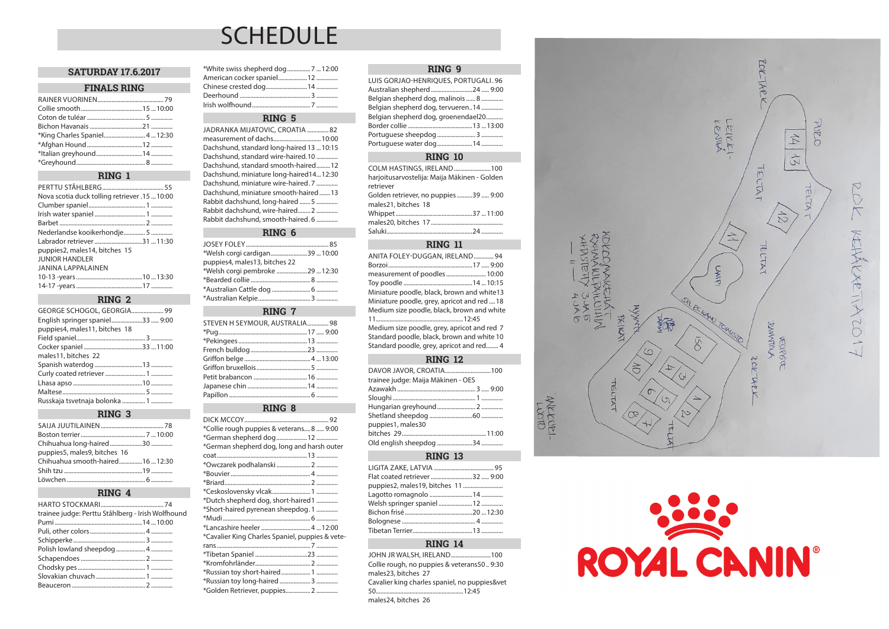# SCHEDULE

## SATURDAY 17.6.2017

### FINALS RING

RAINER VUORINEN ........................ 79
Collie smooth ........................ 15 ... 10:00
Coton de tuléar ........................ 5 ..........
Bichon Havanais ........................ 21 ..........
*King Charles Spaniel ........................ 4 ... 12:30
*Afghan Hound ........................ 12 ..........
*Italian greyhound ........................ 14 ..........
*Greyhound ........................ 8 ..........

### RING 1

PERTTU STÅHLBERG ........................ 55
Nova scotia duck tolling retriever . 15 ... 10:00
Clumber spaniel ........................ 1 ..........
Irish water spaniel ........................ 1 ..........
Barbet ........................ 2 ..........
Nederlandse kooikerhondje ........................ 5 ..........
Labrador retriever ........................ 31 ... 11:30
puppies2, males14, bitches 15
JUNIOR HANDLER
JANINA LAPPALAINEN
10-13 -years ........................ 10 ... 13:30
14-17 -years ........................ 17 ..........

### RING 2

GEORGE SCHOGOL, GEORGIA ........................ 99
English springer spaniel ........................ 33 ..... 9:00
puppies4, males11, bitches 18
Field spaniel ........................ 3 ..........
Cocker spaniel ........................ 33 ... 11:00
males11, bitches 22
Spanish waterdog ........................ 13 ..........
Curly coated retriever ........................ 1 ..........
Lhasa apso ........................ 10 ..........
Maltese ........................ 5 ..........
Russkaja tsvetnaja bolonka ........................ 1 ..........

### RING 3

SAIJA JUUTILAINEN ........................ 78
Boston terrier ........................ 7 ... 10:00
Chihuahua long-haired ........................ 30 ..........
puppies5, males9, bitches 16
Chihuahua smooth-haired ........................ 16 ... 12:30
Shih tzu ........................ 19 ..........
Löwchen ........................ 6 ..........

### RING 4

HARTO STOCKMARI ........................ 74
trainee judge: Perttu Ståhlberg - Irish Wolfhound
Pumi ........................ 14 ... 10:00
Puli, other colors ........................ 4 ..........
Schipperke ........................ 3 ..........
Polish lowland sheepdog ........................ 4 ..........
Schapendoes ........................ 2 ..........
Chodsky pes ........................ 1 ..........
Slovakian chuvach ........................ 1 ..........
Beauceron ........................ 2 ..........
*White swiss shepherd dog ........................ 7 ... 12:00
American cocker spaniel ........................ 12 ..........
Chinese crested dog ........................ 14 ..........
Deerhound ........................ 3 ..........
Irish wolfhound ........................ 7 ..........

### RING 5

JADRANKA MIJATOVIC, CROATIA ........................ 82
measurement of dachs ........................ 10:00
Dachshund, standard long-haired 13 ... 10:15
Dachshund, standard wire-haired. 10 ..........
Dachshund, standard smooth-haired ........ 12
Dachshund, miniature long-haired 14 ... 12:30
Dachshund, miniature wire-haired. 7 ..........
Dachshund, miniature smooth-haired ....... 13
Rabbit dachshund, long-haired ....... 5 ..........
Rabbit dachshund, wire-haired ........ 2 ..........
Rabbit dachshund, smooth-haired . 6 ..........

### RING 6

JOSEY FOLEY ........................ 85
*Welsh corgi cardigan ........................ 39 ... 10:00
puppies4, males13, bitches 22
*Welsh corgi pembroke ........................ 29 ... 12:30
*Bearded collie ........................ 8 ..........
*Australian Cattle dog ........................ 6 ..........
*Australian Kelpie ........................ 3 ..........

### RING 7

STEVEN H SEYMOUR, AUSTRALIA ........................ 98
*Pug ........................ 17 ..... 9:00
*Pekingees ........................ 13 ..........
French bulldog ........................ 23 ..........
Griffon belge ........................ 4 ... 13:00
Griffon bruxellois ........................ 5 ..........
Petit brabancon ........................ 16 ..........
Japanese chin ........................ 14 ..........
Papillon ........................ 6 ..........

### RING 8

DICK MCCOY ........................ 92
*Collie rough puppies & veterans .... 8 ..... 9:00
*German shepherd dog ........................ 12 ..........
*German shepherd dog, long and harsh outer coat ........................ 13 ..........
*Owczarek podhalanski ........................ 2 ..........
*Bouvier ........................ 4 ..........
*Briard ........................ 2 ..........
*Ceskoslovensky vlcak ........................ 1 ..........
*Dutch shepherd dog, short-haired 1 ..........
*Short-haired pyrenean sheepdog . 1 ..........
*Mudi ........................ 6 ..........
*Lancashire heeler ........................ 4 ... 12:00
*Cavalier King Charles Spaniel, puppies & veterans ........................ 7 ..........
*Tibetan Spaniel ........................ 23 ..........
*Kromfohrländer ........................ 2 ..........
*Russian toy short-haired ........................ 1 ..........
*Russian toy long-haired ........................ 3 ..........
*Golden Retriever, puppies ........................ 2 ..........

### RING 9

LUIS GORJAO-HENRIQUES, PORTUGALI . 96
Australian shepherd ........................ 24 ..... 9:00
Belgian shepherd dog, malinois ...... 8 ..........
Belgian shepherd dog, tervueren .. 14 ..........
Belgian shepherd dog, groenendael 20 ..........
Border collie ........................ 13 ... 13:00
Portuguese sheepdog ........................ 3 ..........
Portuguese water dog ........................ 14 ..........

### RING 10

COLM HASTINGS, IRELAND ........................ 100
harjoitusarvostelija: Maija Mäkinen - Golden retriever
Golden retriever, no puppies .......... 39 ..... 9:00
males21, bitches 18
Whippet ........................ 37 ... 11:00
males20, bitches 17 ........................
Saluki ........................ 24 ..........

### RING 11

ANITA FOLEY-DUGGAN, IRELAND ............ 94
Borzoi ........................ 17 ..... 9:00
measurement of poodles ........................ 10:00
Toy poodle ........................ 14 ... 10:15
Miniature poodle, black, brown and white 13
Miniature poodle, grey, apricot and red .... 18
Medium size poodle, black, brown and white 11 ........................ 12:45
Medium size poodle, grey, apricot and red 7
Standard poodle, black, brown and white 10
Standard poodle, grey, apricot and red ........ 4

### RING 12

DAVOR JAVOR, CROATIA ........................ 100
trainee judge: Maija Mäkinen - OES
Azawakh ........................ 3 ..... 9:00
Sloughi ........................ 1 ..........
Hungarian greyhound ........................ 2 ..........
Shetland sheepdog ........................ 60 ..........
puppies1, males30
bitches 29 ........................ 11:00
Old english sheepdog ........................ 34 ..........

### RING 13

LIGITA ZAKE, LATVIA ........................ 95
Flat coated retriever ........................ 32 ..... 9:00
puppies2, males19, bitches 11 ........................
Lagotto romagnolo ........................ 14 ..........
Welsh springer spaniel ........................ 12 ..........
Bichon frisé ........................ 20 ... 12:30
Bolognese ........................ 4 ..........
Tibetan Terrier ........................ 13 ..........

### RING 14

JOHN JR WALSH, IRELAND ........................ 100
Collie rough, no puppies & veterans 50 .. 9:30
males23, bitches 27
Cavalier king charles spaniel, no puppies&vet 50 ........................ 12:45
males24, bitches 26

ROYAL CANIN®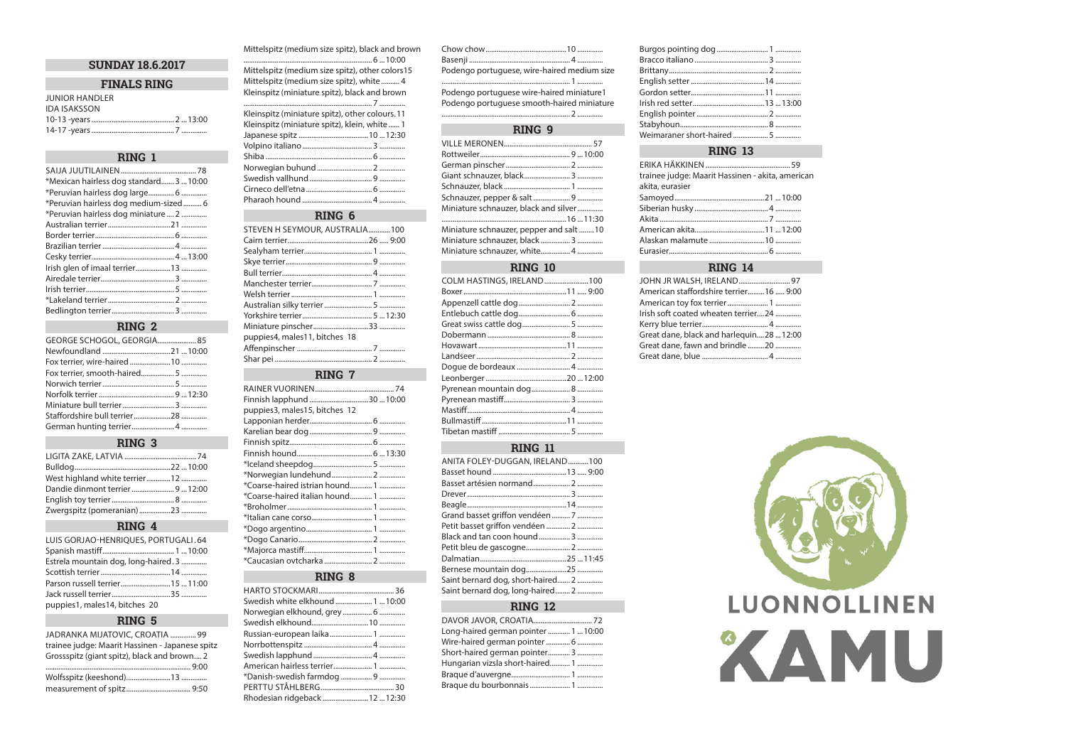## SUNDAY 18.6.2017

### FINALS RING

JUNIOR HANDLER
IDA ISAKSSON
10-13 -years ..... 2 ... 13:00
14-17 -years ..... 7 .....

### RING 1

SAIJA JUUTILAINEN ..... 78
*Mexican hairless dog standard ..... 3 ... 10:00
*Peruvian hairless dog large ..... 6 .....
*Peruvian hairless dog medium-sized ..... 6
*Peruvian hairless dog miniature ..... 2 .....
Australian terrier ..... 21 .....
Border terrier ..... 6 .....
Brazilian terrier ..... 4 .....
Cesky terrier ..... 4 ... 13:00
Irish glen of imaal terrier ..... 13 .....
Airedale terrier ..... 3 .....
Irish terrier ..... 5 .....
*Lakeland terrier ..... 2 .....
Bedlington terrier ..... 3 .....

### RING 2

GEORGE SCHOGOL, GEORGIA ..... 85
Newfoundland ..... 21 ... 10:00
Fox terrier, wire-haired ..... 10 .....
Fox terrier, smooth-haired ..... 5 .....
Norwich terrier ..... 5 .....
Norfolk terrier ..... 9 ... 12:30
Miniature bull terrier ..... 3 .....
Staffordshire bull terrier ..... 28 .....
German hunting terrier ..... 4 .....

### RING 3

LIGITA ZAKE, LATVIA ..... 74
Bulldog ..... 22 ... 10:00
West highland white terrier ..... 12 .....
Dandie dinmont terrier ..... 9 ... 12:00
English toy terrier ..... 8 .....
Zwergspitz (pomeranian) ..... 23 .....

### RING 4

LUIS GORJAO-HENRIQUES, PORTUGALI. 64
Spanish mastiff ..... 1 ... 10:00
Estrela mountain dog, long-haired. 3 .....
Scottish terrier ..... 14 .....
Parson russell terrier ..... 15 ... 11:00
Jack russell terrier ..... 35 .....
puppies1, males14, bitches 20

### RING 5

JADRANKA MIJATOVIC, CROATIA ..... 99
trainee judge: Maarit Hassinen - Japanese spitz
Grossspitz (giant spitz), black and brown .... 2
..... 9:00
Wolfsspitz (keeshond) ..... 13 .....
measurement of spitz ..... 9:50
Mittelspitz (medium size spitz), black and brown
..... 6 ... 10:00
Mittelspitz (medium size spitz), other colors 15
Mittelspitz (medium size spitz), white ..... 4
Kleinspitz (miniature spitz), black and brown
..... 7 .....
Kleinspitz (miniature spitz), other colours. 11
Kleinspitz (miniature spitz), klein, white ..... 1
Japanese spitz ..... 10 ... 12:30
Volpino italiano ..... 3 .....
Shiba ..... 6 .....
Norwegian buhund ..... 2 .....
Swedish vallhund ..... 9 .....
Cirneco dell'etna ..... 6 .....
Pharaoh hound ..... 4 .....

### RING 6

STEVEN H SEYMOUR, AUSTRALIA ..... 100
Cairn terrier ..... 26 ..... 9:00
Sealyham terrier ..... 1 .....
Skye terrier ..... 9 .....
Bull terrier ..... 4 .....
Manchester terrier ..... 7 .....
Welsh terrier ..... 1 .....
Australian silky terrier ..... 5 .....
Yorkshire terrier ..... 5 ... 12:30
Miniature pinscher ..... 33 .....
puppies4, males11, bitches 18
Affenpinscher ..... 7 .....
Shar pei ..... 2 .....

### RING 7

RAINER VUORINEN ..... 74
Finnish lapphund ..... 30 ... 10:00
puppies3, males15, bitches 12
Lapponian herder ..... 6 .....
Karelian bear dog ..... 9 .....
Finnish spitz ..... 6 .....
Finnish hound ..... 6 ... 13:30
*Iceland sheepdog ..... 5 .....
*Norwegian lundehund ..... 2 .....
*Coarse-haired istrian hound ..... 1 .....
*Coarse-haired italian hound ..... 1 .....
*Broholmer ..... 1 .....
*Italian cane corso ..... 1 .....
*Dogo argentino ..... 1 .....
*Dogo Canario ..... 2 .....
*Majorca mastiff ..... 1 .....
*Caucasian ovtcharka ..... 2 .....

### RING 8

HARTO STOCKMARI ..... 36
Swedish white elkhound ..... 1 ... 10:00
Norwegian elkhound, grey ..... 6 .....
Swedish elkhound ..... 10 .....
Russian-european laika ..... 1 .....
Norrbottenspitz ..... 4 .....
Swedish lapphund ..... 4 .....
American hairless terrier ..... 1 .....
*Danish-swedish farmdog ..... 9 .....
PERTTU STÅHLBERG ..... 30
Rhodesian ridgeback ..... 12 ... 12:30
Chow chow ..... 10 .....
Basenji ..... 4 .....
Podengo portuguese, wire-haired medium size
..... 1 .....
Podengo portuguese wire-haired miniature1
Podengo portuguese smooth-haired miniature
..... 2 .....

### RING 9

VILLE MERONEN ..... 57
Rottweiler ..... 9 ... 10:00
German pinscher ..... 2 .....
Giant schnauzer, black ..... 3 .....
Schnauzer, black ..... 1 .....
Schnauzer, pepper & salt ..... 9 .....
Miniature schnauzer, black and silver .....
..... 16 ... 11:30
Miniature schnauzer, pepper and salt ..... 10
Miniature schnauzer, black ..... 3 .....
Miniature schnauzer, white ..... 4 .....

### RING 10

COLM HASTINGS, IRELAND ..... 100
Boxer ..... 11 ..... 9:00
Appenzell cattle dog ..... 2 .....
Entlebuch cattle dog ..... 6 .....
Great swiss cattle dog ..... 5 .....
Dobermann ..... 8 .....
Hovawart ..... 11 .....
Landseer ..... 2 .....
Dogue de bordeaux ..... 4 .....
Leonberger ..... 20 ... 12:00
Pyrenean mountain dog ..... 8 .....
Pyrenean mastiff ..... 3 .....
Mastiff ..... 4 .....
Bullmastiff ..... 11 .....
Tibetan mastiff ..... 5 .....

### RING 11

ANITA FOLEY-DUGGAN, IRELAND ..... 100
Basset hound ..... 13 ..... 9:00
Basset artésien normand ..... 2 .....
Drever ..... 3 .....
Beagle ..... 14 .....
Grand basset griffon vendéen ..... 7 .....
Petit basset griffon vendéen ..... 2 .....
Black and tan coon hound ..... 3 .....
Petit bleu de gascogne ..... 2 .....
Dalmatian ..... 25 ... 11:45
Bernese mountain dog ..... 25 .....
Saint bernard dog, short-haired ..... 2 .....
Saint bernard dog, long-haired ..... 2 .....

### RING 12

DAVOR JAVOR, CROATIA ..... 72
Long-haired german pointer ..... 1 ... 10:00
Wire-haired german pointer ..... 6 .....
Short-haired german pointer ..... 3 .....
Hungarian vizsla short-haired ..... 1 .....
Braque d'auvergne ..... 1 .....
Braque du bourbonnais ..... 1 .....
Burgos pointing dog ..... 1 .....
Bracco italiano ..... 3 .....
Brittany ..... 2 .....
English setter ..... 14 .....
Gordon setter ..... 11 .....
Irish red setter ..... 13 ... 13:00
English pointer ..... 2 .....
Stabyhoun ..... 8 .....
Weimaraner short-haired ..... 5 .....

### RING 13

ERIKA HÄKKINEN ..... 59
trainee judge: Maarit Hassinen - akita, american akita, eurasier
Samoyed ..... 21 ... 10:00
Siberian husky ..... 4 .....
Akita ..... 7 .....
American akita ..... 11 ... 12:00
Alaskan malamute ..... 10 .....
Eurasier ..... 6 .....

### RING 14

JOHN JR WALSH, IRELAND ..... 97
American staffordshire terrier ..... 16 ..... 9:00
American toy fox terrier ..... 1 .....
Irish soft coated wheaten terrier ..... 24 .....
Kerry blue terrier ..... 4 .....
Great dane, black and harlequin ..... 28 ... 12:00
Great dane, fawn and brindle ..... 20 .....
Great dane, blue ..... 4 .....

LUONNOLLINEN
KAMU